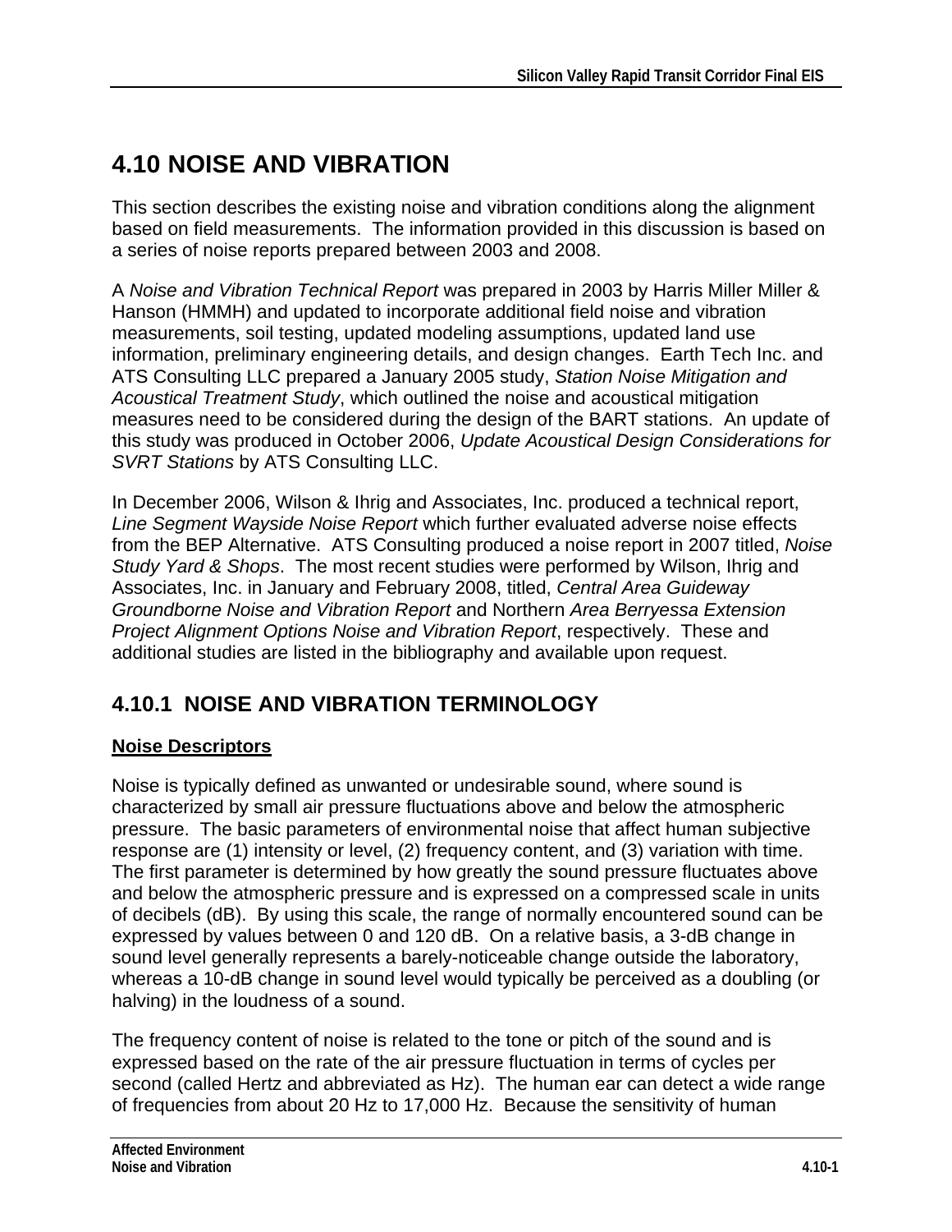# 4.10 NOISE AND VIBRATION

This section describes the existing noise and vibration conditions along the alignment based on field measurements. The information provided in this discussion is based on a series of noise reports prepared between 2003 and 2008.

A *Noise and Vibration Technical Report* was prepared in 2003 by Harris Miller Miller & Hanson (HMMH) and updated to incorporate additional field noise and vibration measurements, soil testing, updated modeling assumptions, updated land use information, preliminary engineering details, and design changes. Earth Tech Inc. and ATS Consulting LLC prepared a January 2005 study, *Station Noise Mitigation and Acoustical Treatment Study*, which outlined the noise and acoustical mitigation measures need to be considered during the design of the BART stations. An update of this study was produced in October 2006, *Update Acoustical Design Considerations for SVRT Stations* by ATS Consulting LLC.

In December 2006, Wilson & Ihrig and Associates, Inc. produced a technical report, *Line Segment Wayside Noise Report* which further evaluated adverse noise effects from the BEP Alternative. ATS Consulting produced a noise report in 2007 titled, *Noise Study Yard & Shops*. The most recent studies were performed by Wilson, Ihrig and Associates, Inc. in January and February 2008, titled, *Central Area Guideway Groundborne Noise and Vibration Report* and Northern *Area Berryessa Extension Project Alignment Options Noise and Vibration Report*, respectively. These and additional studies are listed in the bibliography and available upon request.

## 4.10.1 NOISE AND VIBRATION TERMINOLOGY

### Noise Descriptors

Noise is typically defined as unwanted or undesirable sound, where sound is characterized by small air pressure fluctuations above and below the atmospheric pressure. The basic parameters of environmental noise that affect human subjective response are (1) intensity or level, (2) frequency content, and (3) variation with time. The first parameter is determined by how greatly the sound pressure fluctuates above and below the atmospheric pressure and is expressed on a compressed scale in units of decibels (dB). By using this scale, the range of normally encountered sound can be expressed by values between 0 and 120 dB. On a relative basis, a 3-dB change in sound level generally represents a barely-noticeable change outside the laboratory, whereas a 10-dB change in sound level would typically be perceived as a doubling (or halving) in the loudness of a sound.

The frequency content of noise is related to the tone or pitch of the sound and is expressed based on the rate of the air pressure fluctuation in terms of cycles per second (called Hertz and abbreviated as Hz). The human ear can detect a wide range of frequencies from about 20 Hz to 17,000 Hz. Because the sensitivity of human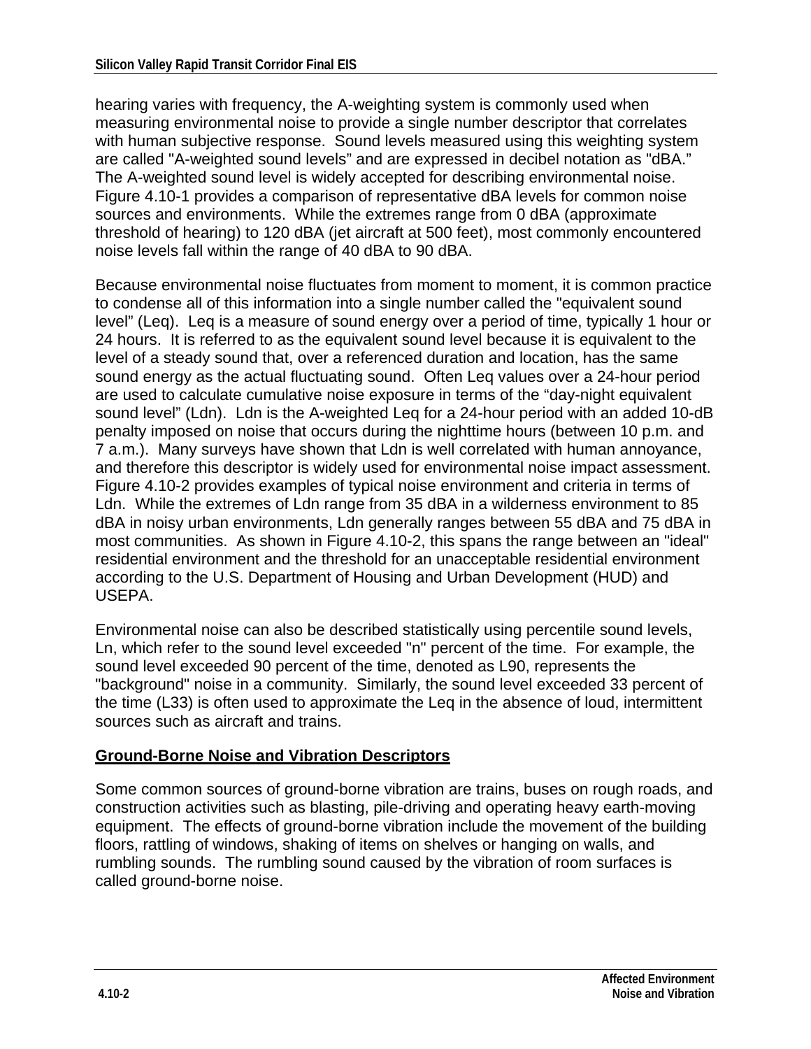hearing varies with frequency, the A-weighting system is commonly used when measuring environmental noise to provide a single number descriptor that correlates with human subjective response. Sound levels measured using this weighting system are called "A-weighted sound levels" and are expressed in decibel notation as "dBA." The A-weighted sound level is widely accepted for describing environmental noise. Figure 4.10-1 provides a comparison of representative dBA levels for common noise sources and environments. While the extremes range from 0 dBA (approximate threshold of hearing) to 120 dBA (jet aircraft at 500 feet), most commonly encountered noise levels fall within the range of 40 dBA to 90 dBA.

Because environmental noise fluctuates from moment to moment, it is common practice to condense all of this information into a single number called the "equivalent sound level" (Leq). Leq is a measure of sound energy over a period of time, typically 1 hour or 24 hours. It is referred to as the equivalent sound level because it is equivalent to the level of a steady sound that, over a referenced duration and location, has the same sound energy as the actual fluctuating sound. Often Leq values over a 24-hour period are used to calculate cumulative noise exposure in terms of the "day-night equivalent sound level" (Ldn). Ldn is the A-weighted Leq for a 24-hour period with an added 10-dB penalty imposed on noise that occurs during the nighttime hours (between 10 p.m. and 7 a.m.). Many surveys have shown that Ldn is well correlated with human annoyance, and therefore this descriptor is widely used for environmental noise impact assessment. Figure 4.10-2 provides examples of typical noise environment and criteria in terms of Ldn. While the extremes of Ldn range from 35 dBA in a wilderness environment to 85 dBA in noisy urban environments, Ldn generally ranges between 55 dBA and 75 dBA in most communities. As shown in Figure 4.10-2, this spans the range between an "ideal" residential environment and the threshold for an unacceptable residential environment according to the U.S. Department of Housing and Urban Development (HUD) and USEPA.

Environmental noise can also be described statistically using percentile sound levels, Ln, which refer to the sound level exceeded "n" percent of the time. For example, the sound level exceeded 90 percent of the time, denoted as L90, represents the "background" noise in a community. Similarly, the sound level exceeded 33 percent of the time (L33) is often used to approximate the Leq in the absence of loud, intermittent sources such as aircraft and trains.

## Ground-Borne Noise and Vibration Descriptors

Some common sources of ground-borne vibration are trains, buses on rough roads, and construction activities such as blasting, pile-driving and operating heavy earth-moving equipment. The effects of ground-borne vibration include the movement of the building floors, rattling of windows, shaking of items on shelves or hanging on walls, and rumbling sounds. The rumbling sound caused by the vibration of room surfaces is called ground-borne noise.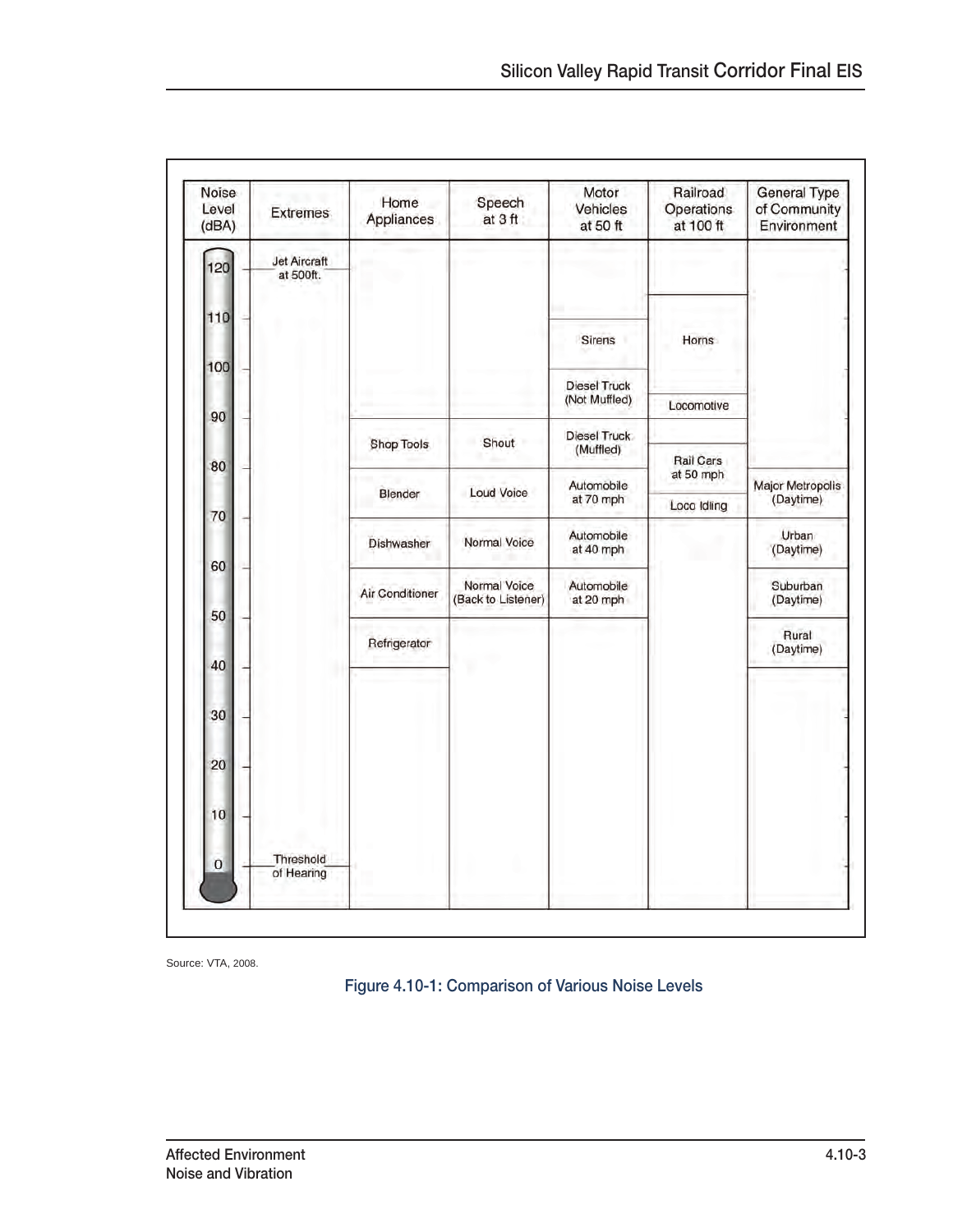| Noise Level (dBA) | Extremes | Home Appliances | Speech at 3 ft | Motor Vehicles at 50 ft | Railroad Operations at 100 ft | General Type of Community Environment |
|---|---|---|---|---|---|---|
| 120 | Jet Aircraft at 500ft. | | | | | |
| 110 | | | | Sirens | Horns | |
| 100 | | | | Diesel Truck (Not Muffled) | Locomotive | |
| 90 | | Shop Tools | Shout | Diesel Truck (Muffled) | Rail Cars at 50 mph | |
| 80 | | Blender | Loud Voice | Automobile at 70 mph | Loco Idling | Major Metropolis (Daytime) |
| 70 | | Dishwasher | Normal Voice | Automobile at 40 mph | | Urban (Daytime) |
| 60 | | Air Conditioner | Normal Voice (Back to Listener) | Automobile at 20 mph | | Suburban (Daytime) |
| 50 | | Refrigerator | | | | Rural (Daytime) |
| 40 | | | | | | |
| 30 | | | | | | |
| 20 | | | | | | |
| 10 | | | | | | |
| 0 | Threshold of Hearing | | | | | |

Source: VTA, 2008.

Figure 4.10-1: Comparison of Various Noise Levels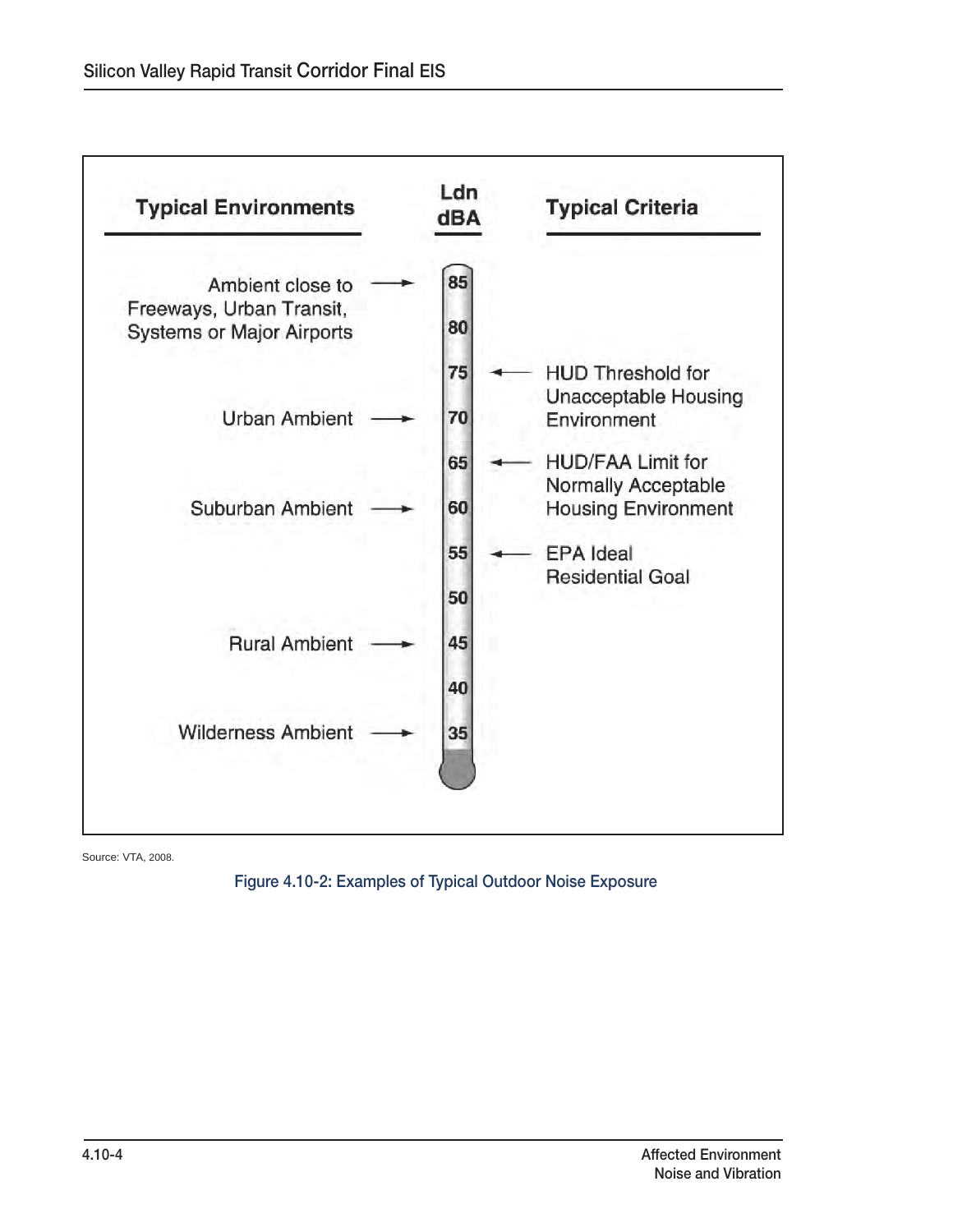| Typical Environments | Ldn dBA | Typical Criteria |
|---|---|---|
| Ambient close to Freeways, Urban Transit, Systems or Major Airports | 85 | |
| | 80 | |
| | 75 | HUD Threshold for Unacceptable Housing Environment |
| Urban Ambient | 70 | |
| | 65 | HUD/FAA Limit for Normally Acceptable Housing Environment |
| Suburban Ambient | 60 | |
| | 55 | EPA Ideal Residential Goal |
| | 50 | |
| Rural Ambient | 45 | |
| | 40 | |
| Wilderness Ambient | 35 | |

Source: VTA, 2008.

Figure 4.10-2: Examples of Typical Outdoor Noise Exposure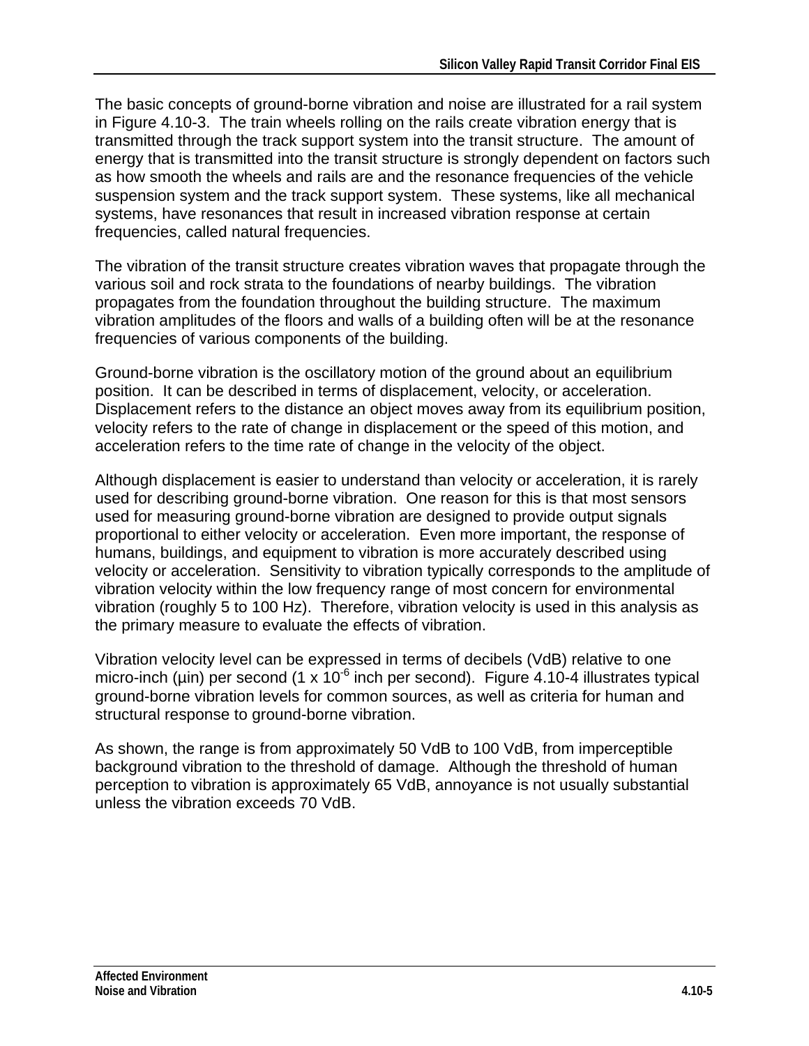The basic concepts of ground-borne vibration and noise are illustrated for a rail system in Figure 4.10-3. The train wheels rolling on the rails create vibration energy that is transmitted through the track support system into the transit structure. The amount of energy that is transmitted into the transit structure is strongly dependent on factors such as how smooth the wheels and rails are and the resonance frequencies of the vehicle suspension system and the track support system. These systems, like all mechanical systems, have resonances that result in increased vibration response at certain frequencies, called natural frequencies.

The vibration of the transit structure creates vibration waves that propagate through the various soil and rock strata to the foundations of nearby buildings. The vibration propagates from the foundation throughout the building structure. The maximum vibration amplitudes of the floors and walls of a building often will be at the resonance frequencies of various components of the building.

Ground-borne vibration is the oscillatory motion of the ground about an equilibrium position. It can be described in terms of displacement, velocity, or acceleration. Displacement refers to the distance an object moves away from its equilibrium position, velocity refers to the rate of change in displacement or the speed of this motion, and acceleration refers to the time rate of change in the velocity of the object.

Although displacement is easier to understand than velocity or acceleration, it is rarely used for describing ground-borne vibration. One reason for this is that most sensors used for measuring ground-borne vibration are designed to provide output signals proportional to either velocity or acceleration. Even more important, the response of humans, buildings, and equipment to vibration is more accurately described using velocity or acceleration. Sensitivity to vibration typically corresponds to the amplitude of vibration velocity within the low frequency range of most concern for environmental vibration (roughly 5 to 100 Hz). Therefore, vibration velocity is used in this analysis as the primary measure to evaluate the effects of vibration.

Vibration velocity level can be expressed in terms of decibels (VdB) relative to one micro-inch (µin) per second ($1 \times 10^{-6}$ inch per second). Figure 4.10-4 illustrates typical ground-borne vibration levels for common sources, as well as criteria for human and structural response to ground-borne vibration.

As shown, the range is from approximately 50 VdB to 100 VdB, from imperceptible background vibration to the threshold of damage. Although the threshold of human perception to vibration is approximately 65 VdB, annoyance is not usually substantial unless the vibration exceeds 70 VdB.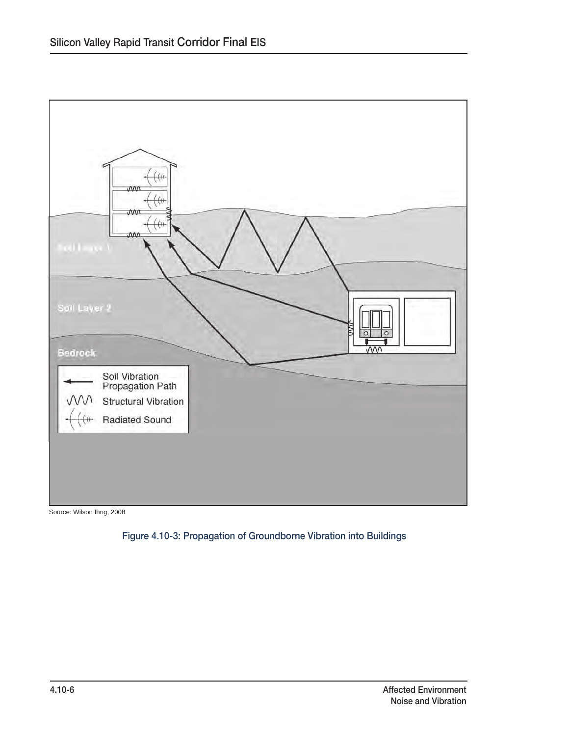Source: Wilson Ihng, 2008

Figure 4.10-3: Propagation of Groundborne Vibration into Buildings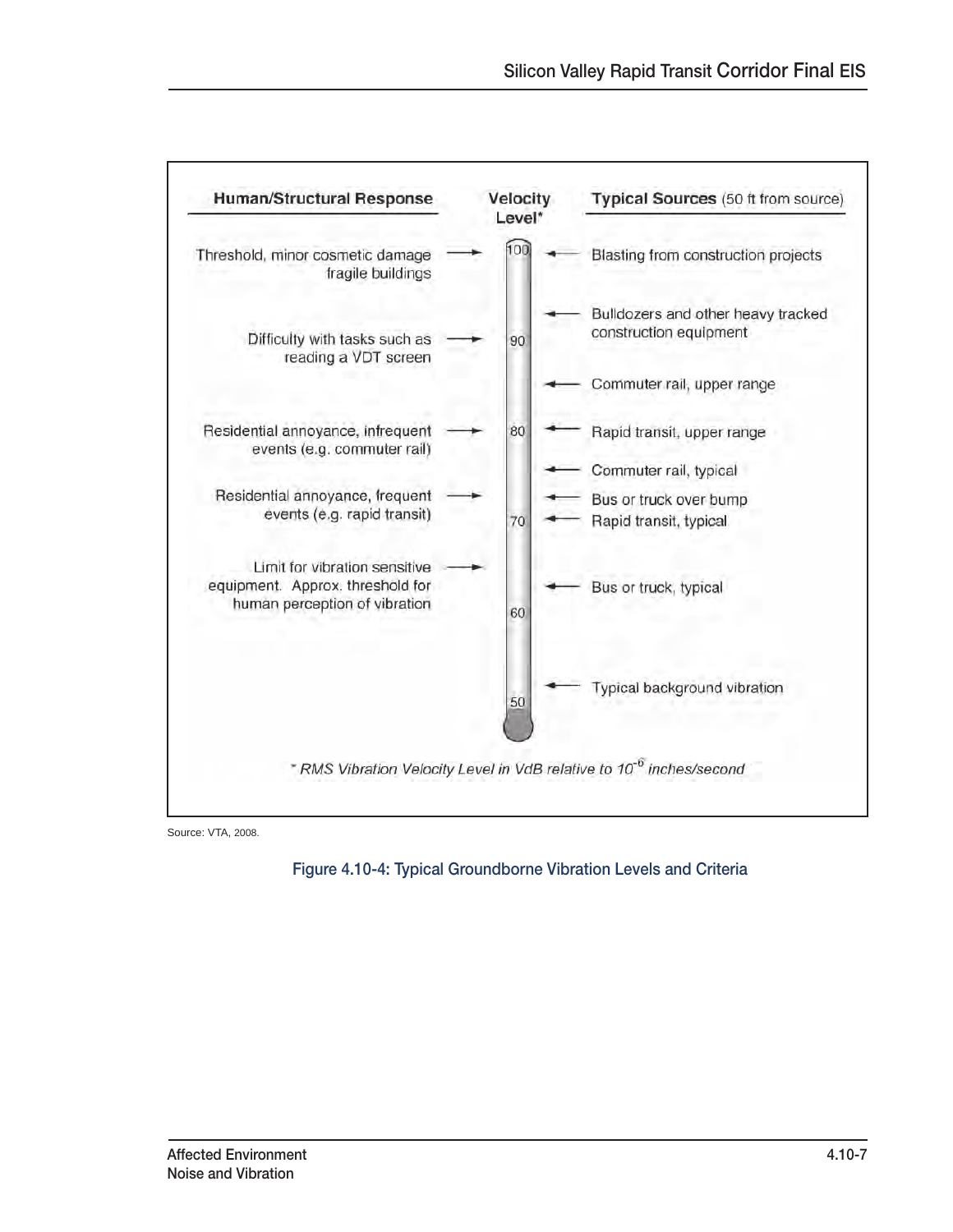| Human/Structural Response | Velocity Level* | Typical Sources (50 ft from source) |
|---|---|---|
| Threshold, minor cosmetic damage fragile buildings | 100 | Blasting from construction projects |
| | | Bulldozers and other heavy tracked construction equipment |
| Difficulty with tasks such as reading a VDT screen | 90 | |
| | | Commuter rail, upper range |
| Residential annoyance, infrequent events (e.g. commuter rail) | 80 | Rapid transit, upper range |
| | | Commuter rail, typical |
| Residential annoyance, frequent events (e.g. rapid transit) | | Bus or truck over bump |
| | 70 | Rapid transit, typical |
| Limit for vibration sensitive equipment. Approx. threshold for human perception of vibration | | Bus or truck, typical |
| | 60 | |
| | | Typical background vibration |
| | 50 | |

* *RMS Vibration Velocity Level in VdB relative to $10^{-6}$ inches/second*

Source: VTA, 2008.

Figure 4.10-4: Typical Groundborne Vibration Levels and Criteria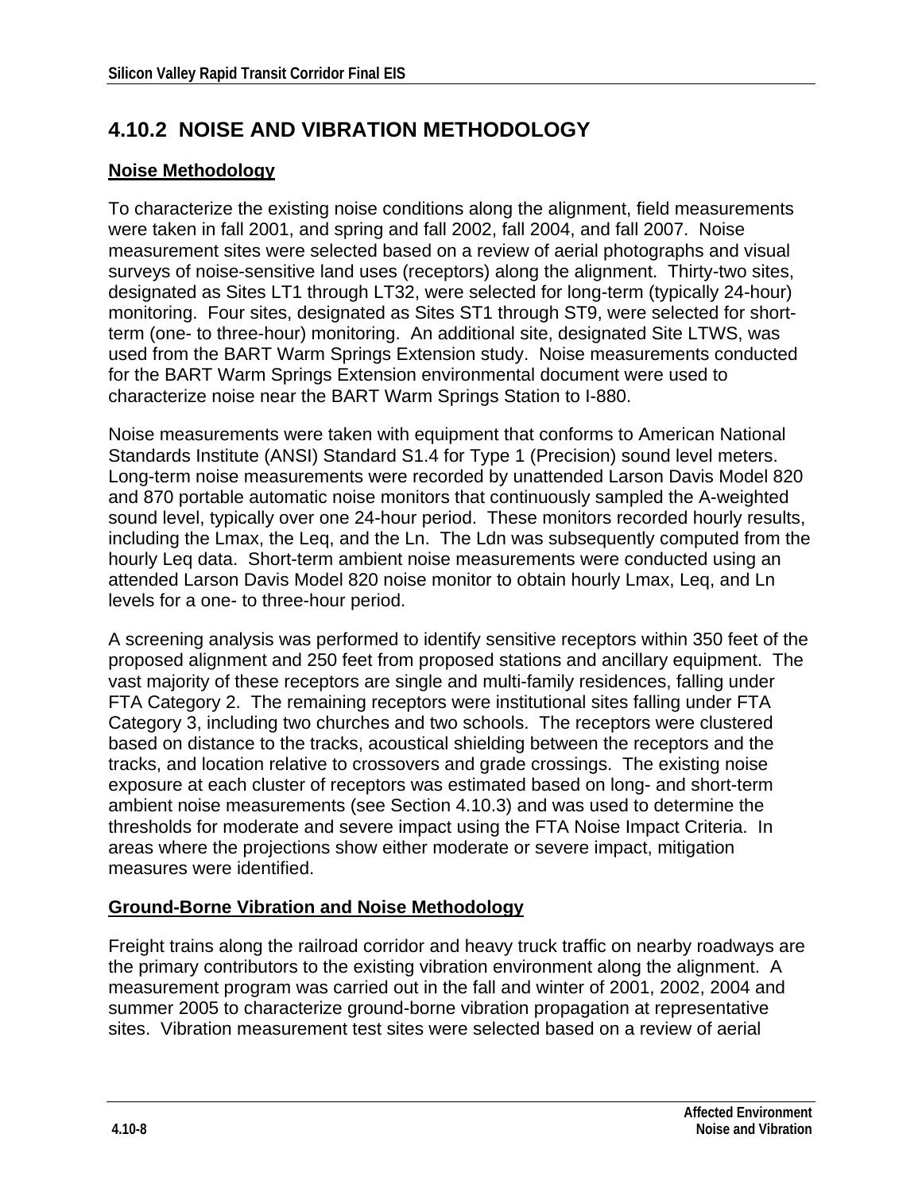## 4.10.2 NOISE AND VIBRATION METHODOLOGY

### Noise Methodology

To characterize the existing noise conditions along the alignment, field measurements were taken in fall 2001, and spring and fall 2002, fall 2004, and fall 2007. Noise measurement sites were selected based on a review of aerial photographs and visual surveys of noise-sensitive land uses (receptors) along the alignment. Thirty-two sites, designated as Sites LT1 through LT32, were selected for long-term (typically 24-hour) monitoring. Four sites, designated as Sites ST1 through ST9, were selected for short-term (one- to three-hour) monitoring. An additional site, designated Site LTWS, was used from the BART Warm Springs Extension study. Noise measurements conducted for the BART Warm Springs Extension environmental document were used to characterize noise near the BART Warm Springs Station to I-880.

Noise measurements were taken with equipment that conforms to American National Standards Institute (ANSI) Standard S1.4 for Type 1 (Precision) sound level meters. Long-term noise measurements were recorded by unattended Larson Davis Model 820 and 870 portable automatic noise monitors that continuously sampled the A-weighted sound level, typically over one 24-hour period. These monitors recorded hourly results, including the Lmax, the Leq, and the Ln. The Ldn was subsequently computed from the hourly Leq data. Short-term ambient noise measurements were conducted using an attended Larson Davis Model 820 noise monitor to obtain hourly Lmax, Leq, and Ln levels for a one- to three-hour period.

A screening analysis was performed to identify sensitive receptors within 350 feet of the proposed alignment and 250 feet from proposed stations and ancillary equipment. The vast majority of these receptors are single and multi-family residences, falling under FTA Category 2. The remaining receptors were institutional sites falling under FTA Category 3, including two churches and two schools. The receptors were clustered based on distance to the tracks, acoustical shielding between the receptors and the tracks, and location relative to crossovers and grade crossings. The existing noise exposure at each cluster of receptors was estimated based on long- and short-term ambient noise measurements (see Section 4.10.3) and was used to determine the thresholds for moderate and severe impact using the FTA Noise Impact Criteria. In areas where the projections show either moderate or severe impact, mitigation measures were identified.

### Ground-Borne Vibration and Noise Methodology

Freight trains along the railroad corridor and heavy truck traffic on nearby roadways are the primary contributors to the existing vibration environment along the alignment. A measurement program was carried out in the fall and winter of 2001, 2002, 2004 and summer 2005 to characterize ground-borne vibration propagation at representative sites. Vibration measurement test sites were selected based on a review of aerial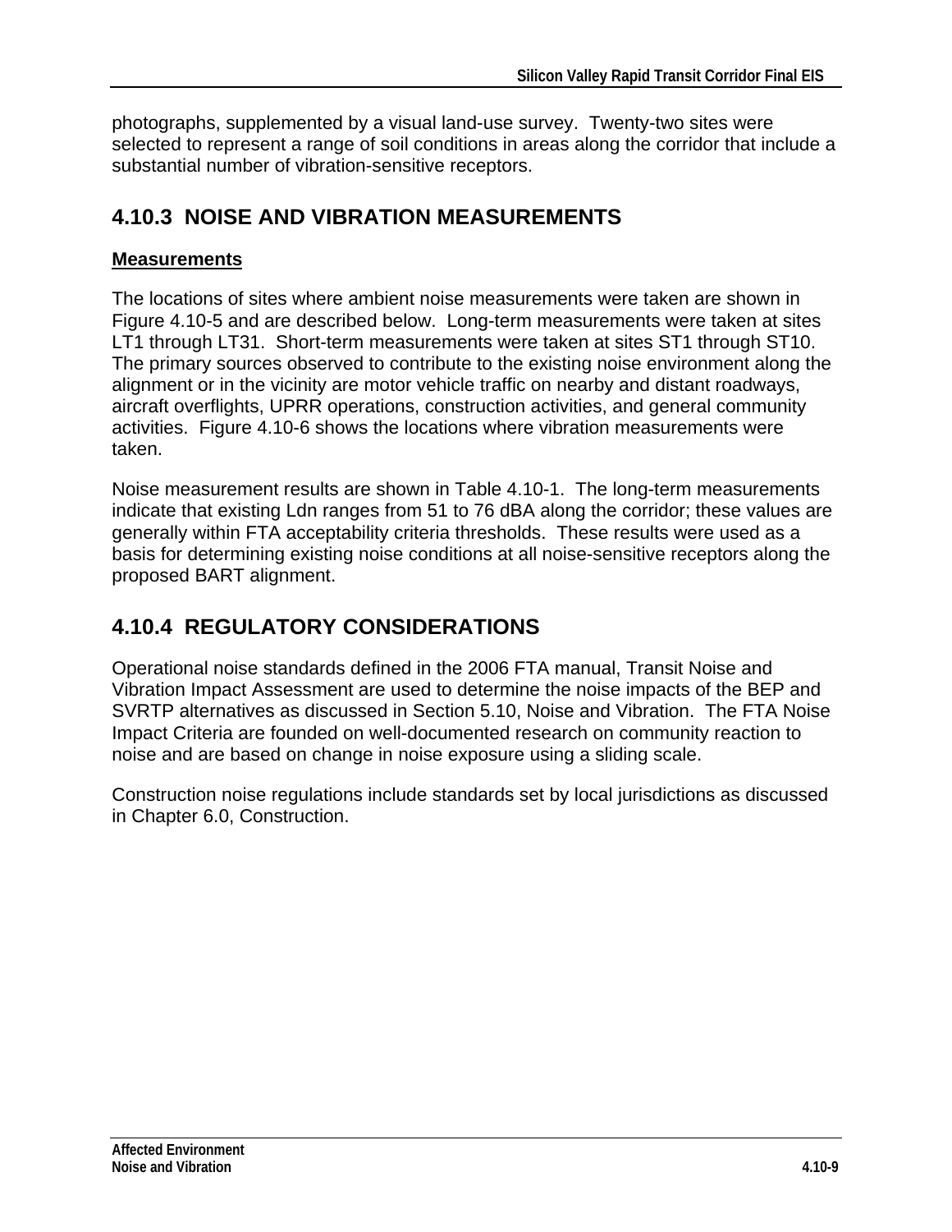photographs, supplemented by a visual land-use survey. Twenty-two sites were selected to represent a range of soil conditions in areas along the corridor that include a substantial number of vibration-sensitive receptors.

## 4.10.3 NOISE AND VIBRATION MEASUREMENTS

**Measurements**

The locations of sites where ambient noise measurements were taken are shown in Figure 4.10-5 and are described below. Long-term measurements were taken at sites LT1 through LT31. Short-term measurements were taken at sites ST1 through ST10. The primary sources observed to contribute to the existing noise environment along the alignment or in the vicinity are motor vehicle traffic on nearby and distant roadways, aircraft overflights, UPRR operations, construction activities, and general community activities. Figure 4.10-6 shows the locations where vibration measurements were taken.

Noise measurement results are shown in Table 4.10-1. The long-term measurements indicate that existing Ldn ranges from 51 to 76 dBA along the corridor; these values are generally within FTA acceptability criteria thresholds. These results were used as a basis for determining existing noise conditions at all noise-sensitive receptors along the proposed BART alignment.

## 4.10.4 REGULATORY CONSIDERATIONS

Operational noise standards defined in the 2006 FTA manual, Transit Noise and Vibration Impact Assessment are used to determine the noise impacts of the BEP and SVRTP alternatives as discussed in Section 5.10, Noise and Vibration. The FTA Noise Impact Criteria are founded on well-documented research on community reaction to noise and are based on change in noise exposure using a sliding scale.

Construction noise regulations include standards set by local jurisdictions as discussed in Chapter 6.0, Construction.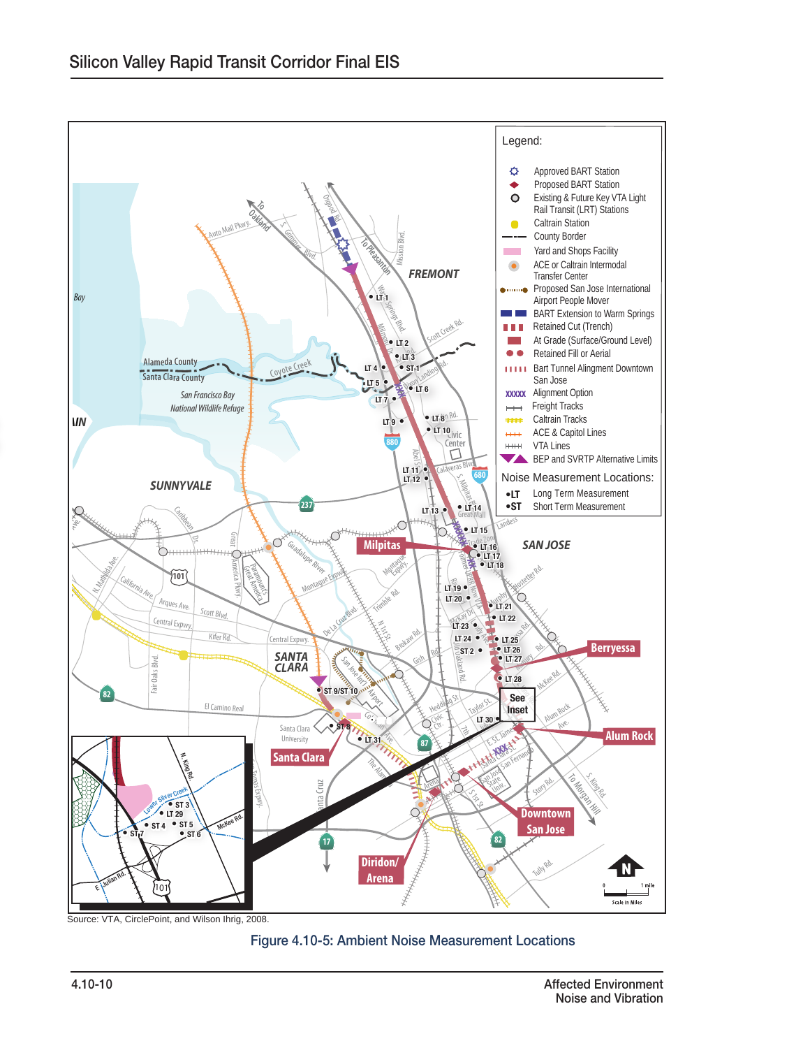Source: VTA, CirclePoint, and Wilson Ihrig, 2008.

Figure 4.10-5: Ambient Noise Measurement Locations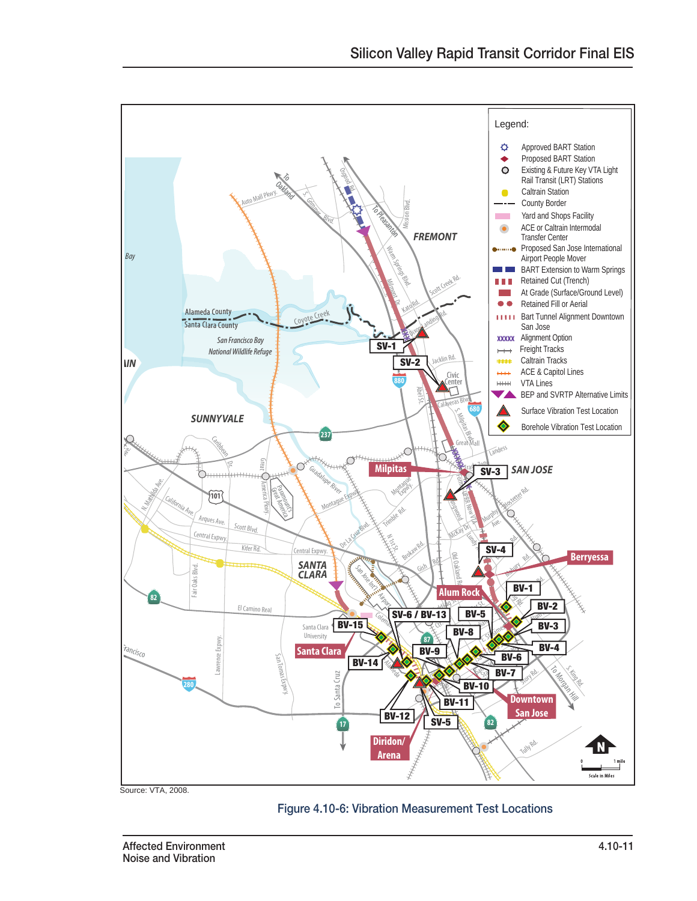Source: VTA, 2008.

Figure 4.10-6: Vibration Measurement Test Locations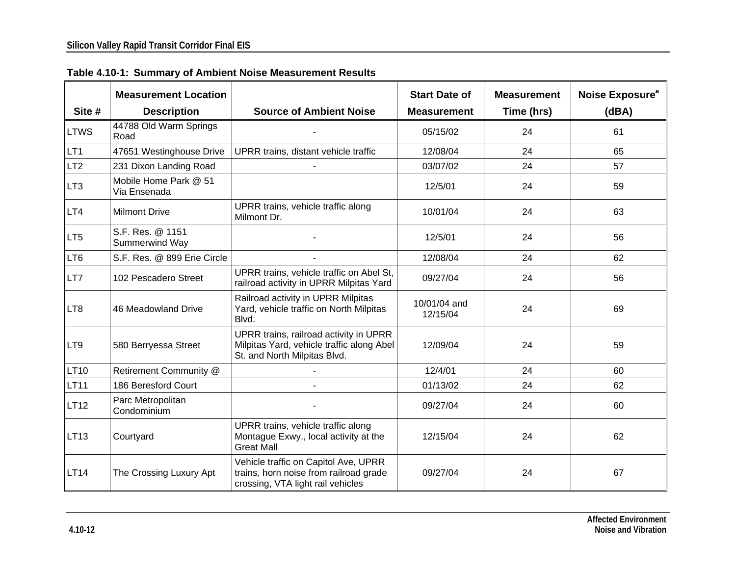**Table 4.10-1: Summary of Ambient Noise Measurement Results**

| Site # | Measurement Location Description | Source of Ambient Noise | Start Date of Measurement | Measurement Time (hrs) | Noise Exposure[a] (dBA) |
|---|---|---|---|---|---|
| LTWS | 44788 Old Warm Springs Road | - | 05/15/02 | 24 | 61 |
| LT1 | 47651 Westinghouse Drive | UPRR trains, distant vehicle traffic | 12/08/04 | 24 | 65 |
| LT2 | 231 Dixon Landing Road | - | 03/07/02 | 24 | 57 |
| LT3 | Mobile Home Park @ 51 Via Ensenada | | 12/5/01 | 24 | 59 |
| LT4 | Milmont Drive | UPRR trains, vehicle traffic along Milmont Dr. | 10/01/04 | 24 | 63 |
| LT5 | S.F. Res. @ 1151 Summerwind Way | - | 12/5/01 | 24 | 56 |
| LT6 | S.F. Res. @ 899 Erie Circle | - | 12/08/04 | 24 | 62 |
| LT7 | 102 Pescadero Street | UPRR trains, vehicle traffic on Abel St, railroad activity in UPRR Milpitas Yard | 09/27/04 | 24 | 56 |
| LT8 | 46 Meadowland Drive | Railroad activity in UPRR Milpitas Yard, vehicle traffic on North Milpitas Blvd. | 10/01/04 and 12/15/04 | 24 | 69 |
| LT9 | 580 Berryessa Street | UPRR trains, railroad activity in UPRR Milpitas Yard, vehicle traffic along Abel St. and North Milpitas Blvd. | 12/09/04 | 24 | 59 |
| LT10 | Retirement Community @ | - | 12/4/01 | 24 | 60 |
| LT11 | 186 Beresford Court | - | 01/13/02 | 24 | 62 |
| LT12 | Parc Metropolitan Condominium | - | 09/27/04 | 24 | 60 |
| LT13 | Courtyard | UPRR trains, vehicle traffic along Montague Exwy., local activity at the Great Mall | 12/15/04 | 24 | 62 |
| LT14 | The Crossing Luxury Apt | Vehicle traffic on Capitol Ave, UPRR trains, horn noise from railroad grade crossing, VTA light rail vehicles | 09/27/04 | 24 | 67 |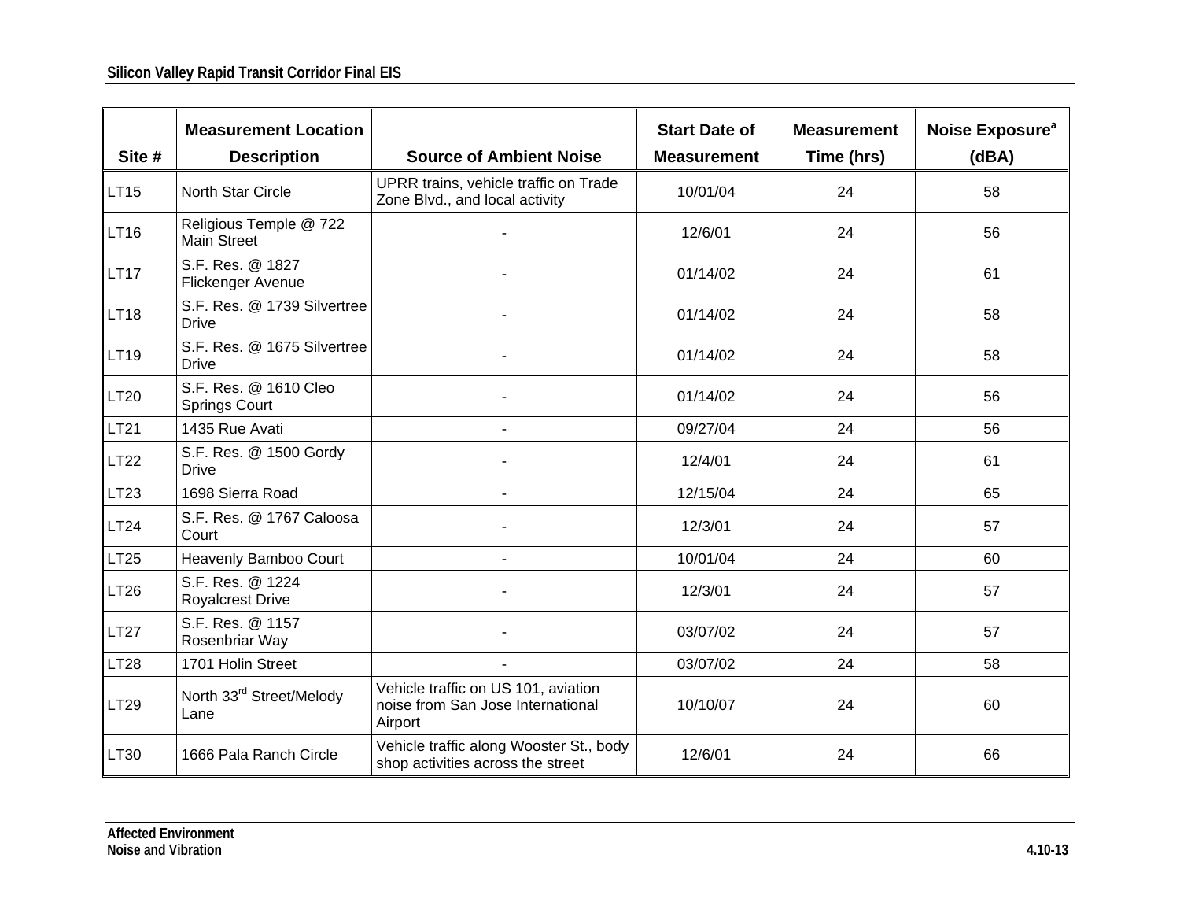| Site # | Measurement Location Description | Source of Ambient Noise | Start Date of Measurement | Measurement Time (hrs) | Noise Exposure[a] (dBA) |
|---|---|---|---|---|---|
| LT15 | North Star Circle | UPRR trains, vehicle traffic on Trade Zone Blvd., and local activity | 10/01/04 | 24 | 58 |
| LT16 | Religious Temple @ 722 Main Street | - | 12/6/01 | 24 | 56 |
| LT17 | S.F. Res. @ 1827 Flickenger Avenue | - | 01/14/02 | 24 | 61 |
| LT18 | S.F. Res. @ 1739 Silvertree Drive | - | 01/14/02 | 24 | 58 |
| LT19 | S.F. Res. @ 1675 Silvertree Drive | - | 01/14/02 | 24 | 58 |
| LT20 | S.F. Res. @ 1610 Cleo Springs Court | - | 01/14/02 | 24 | 56 |
| LT21 | 1435 Rue Avati | - | 09/27/04 | 24 | 56 |
| LT22 | S.F. Res. @ 1500 Gordy Drive | - | 12/4/01 | 24 | 61 |
| LT23 | 1698 Sierra Road | - | 12/15/04 | 24 | 65 |
| LT24 | S.F. Res. @ 1767 Caloosa Court | - | 12/3/01 | 24 | 57 |
| LT25 | Heavenly Bamboo Court | - | 10/01/04 | 24 | 60 |
| LT26 | S.F. Res. @ 1224 Royalcrest Drive | - | 12/3/01 | 24 | 57 |
| LT27 | S.F. Res. @ 1157 Rosenbriar Way | - | 03/07/02 | 24 | 57 |
| LT28 | 1701 Holin Street | - | 03/07/02 | 24 | 58 |
| LT29 | North 33rd Street/Melody Lane | Vehicle traffic on US 101, aviation noise from San Jose International Airport | 10/10/07 | 24 | 60 |
| LT30 | 1666 Pala Ranch Circle | Vehicle traffic along Wooster St., body shop activities across the street | 12/6/01 | 24 | 66 |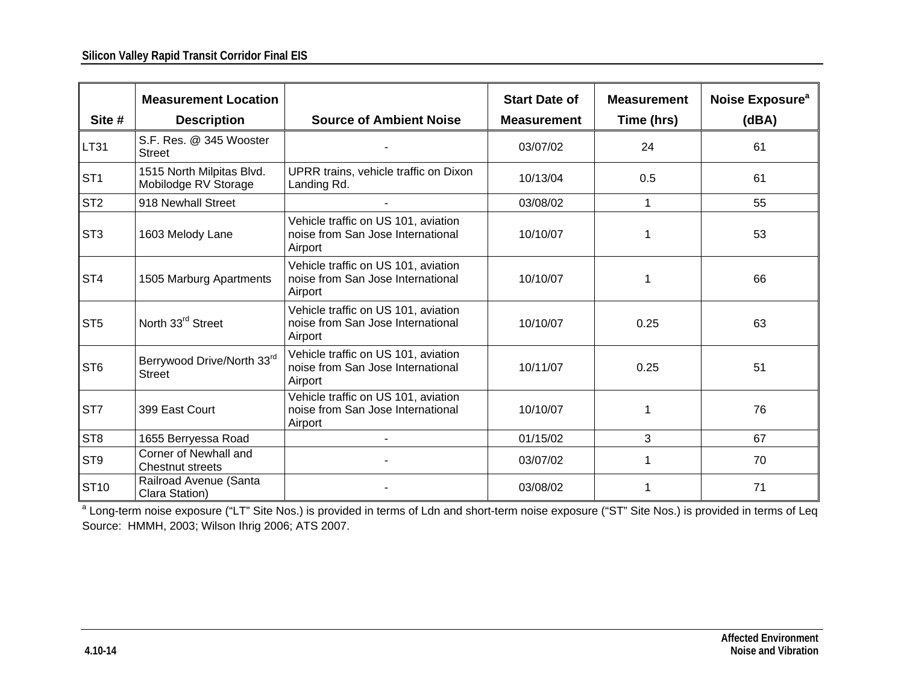| Site # | Measurement Location Description | Source of Ambient Noise | Start Date of Measurement | Measurement Time (hrs) | Noise Exposure[a] (dBA) |
|---|---|---|---|---|---|
| LT31 | S.F. Res. @ 345 Wooster Street | - | 03/07/02 | 24 | 61 |
| ST1 | 1515 North Milpitas Blvd. Mobilodge RV Storage | UPRR trains, vehicle traffic on Dixon Landing Rd. | 10/13/04 | 0.5 | 61 |
| ST2 | 918 Newhall Street | - | 03/08/02 | 1 | 55 |
| ST3 | 1603 Melody Lane | Vehicle traffic on US 101, aviation noise from San Jose International Airport | 10/10/07 | 1 | 53 |
| ST4 | 1505 Marburg Apartments | Vehicle traffic on US 101, aviation noise from San Jose International Airport | 10/10/07 | 1 | 66 |
| ST5 | North 33rd Street | Vehicle traffic on US 101, aviation noise from San Jose International Airport | 10/10/07 | 0.25 | 63 |
| ST6 | Berrywood Drive/North 33rd Street | Vehicle traffic on US 101, aviation noise from San Jose International Airport | 10/11/07 | 0.25 | 51 |
| ST7 | 399 East Court | Vehicle traffic on US 101, aviation noise from San Jose International Airport | 10/10/07 | 1 | 76 |
| ST8 | 1655 Berryessa Road | - | 01/15/02 | 3 | 67 |
| ST9 | Corner of Newhall and Chestnut streets | - | 03/07/02 | 1 | 70 |
| ST10 | Railroad Avenue (Santa Clara Station) | - | 03/08/02 | 1 | 71 |

[a] Long-term noise exposure ("LT" Site Nos.) is provided in terms of Ldn and short-term noise exposure ("ST" Site Nos.) is provided in terms of Leq

Source: HMMH, 2003; Wilson Ihrig 2006; ATS 2007.